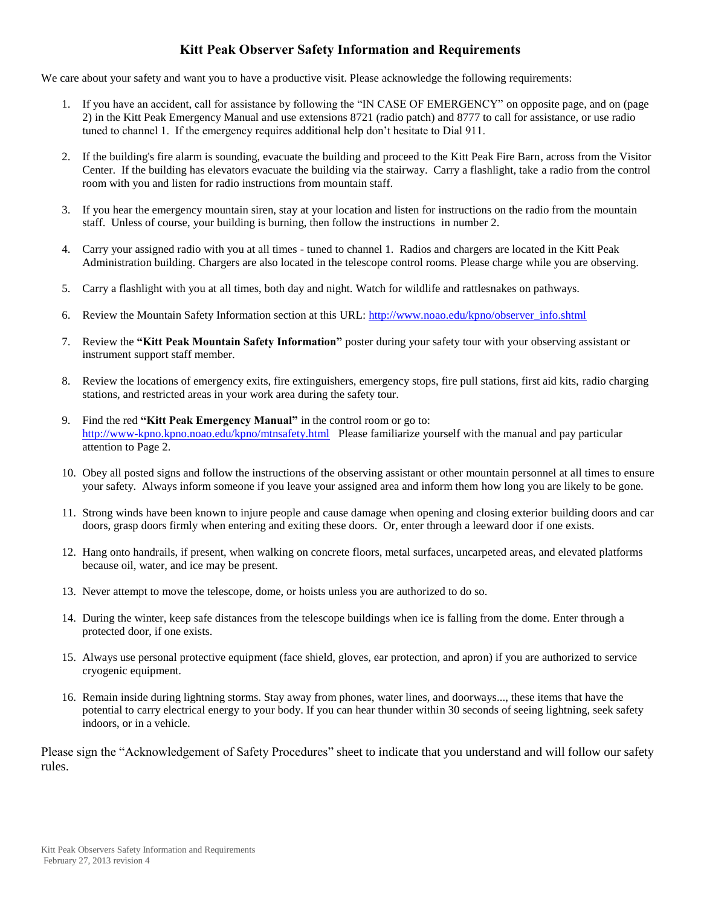# Kitt Peak Observer Safety Information and Requirements

We care about your safety and want you to have a productive visit. Please acknowledge the following requirements:

1. If you have an accident, call for assistance by following the "IN CASE OF EMERGENCY" on opposite page, and on (page 2) in the Kitt Peak Emergency Manual and use extensions 8721 (radio patch) and 8777 to call for assistance, or use radio tuned to channel 1. If the emergency requires additional help don't hesitate to Dial 911.
2. If the building's fire alarm is sounding, evacuate the building and proceed to the Kitt Peak Fire Barn, across from the Visitor Center. If the building has elevators evacuate the building via the stairway. Carry a flashlight, take a radio from the control room with you and listen for radio instructions from mountain staff.
3. If you hear the emergency mountain siren, stay at your location and listen for instructions on the radio from the mountain staff. Unless of course, your building is burning, then follow the instructions in number 2.
4. Carry your assigned radio with you at all times - tuned to channel 1. Radios and chargers are located in the Kitt Peak Administration building. Chargers are also located in the telescope control rooms. Please charge while you are observing.
5. Carry a flashlight with you at all times, both day and night. Watch for wildlife and rattlesnakes on pathways.
6. Review the Mountain Safety Information section at this URL: http://www.noao.edu/kpno/observer_info.shtml
7. Review the **"Kitt Peak Mountain Safety Information"** poster during your safety tour with your observing assistant or instrument support staff member.
8. Review the locations of emergency exits, fire extinguishers, emergency stops, fire pull stations, first aid kits, radio charging stations, and restricted areas in your work area during the safety tour.
9. Find the red **"Kitt Peak Emergency Manual"** in the control room or go to: http://www-kpno.kpno.noao.edu/kpno/mtnsafety.html Please familiarize yourself with the manual and pay particular attention to Page 2.
10. Obey all posted signs and follow the instructions of the observing assistant or other mountain personnel at all times to ensure your safety. Always inform someone if you leave your assigned area and inform them how long you are likely to be gone.
11. Strong winds have been known to injure people and cause damage when opening and closing exterior building doors and car doors, grasp doors firmly when entering and exiting these doors. Or, enter through a leeward door if one exists.
12. Hang onto handrails, if present, when walking on concrete floors, metal surfaces, uncarpeted areas, and elevated platforms because oil, water, and ice may be present.
13. Never attempt to move the telescope, dome, or hoists unless you are authorized to do so.
14. During the winter, keep safe distances from the telescope buildings when ice is falling from the dome. Enter through a protected door, if one exists.
15. Always use personal protective equipment (face shield, gloves, ear protection, and apron) if you are authorized to service cryogenic equipment.
16. Remain inside during lightning storms. Stay away from phones, water lines, and doorways..., these items that have the potential to carry electrical energy to your body. If you can hear thunder within 30 seconds of seeing lightning, seek safety indoors, or in a vehicle.

Please sign the "Acknowledgement of Safety Procedures" sheet to indicate that you understand and will follow our safety rules.

Kitt Peak Observers Safety Information and Requirements
February 27, 2013 revision 4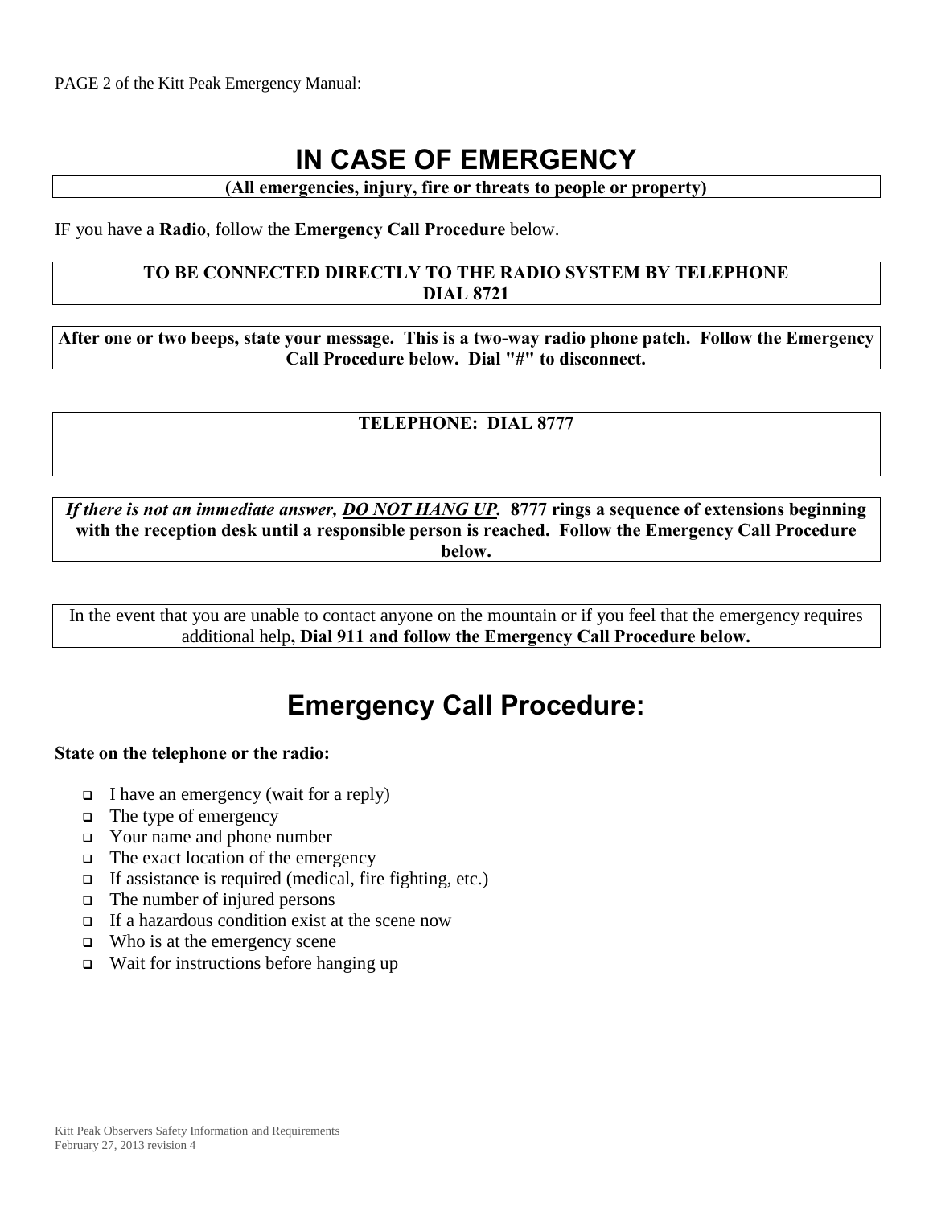PAGE 2 of the Kitt Peak Emergency Manual:

# IN CASE OF EMERGENCY

**(All emergencies, injury, fire or threats to people or property)**

IF you have a **Radio**, follow the **Emergency Call Procedure** below.

**TO BE CONNECTED DIRECTLY TO THE RADIO SYSTEM BY TELEPHONE**
**DIAL 8721**

**After one or two beeps, state your message. This is a two-way radio phone patch. Follow the Emergency Call Procedure below. Dial "#" to disconnect.**

**TELEPHONE: DIAL 8777**

***If there is not an immediate answer, <u>DO NOT HANG UP</u>.* 8777 rings a sequence of extensions beginning with the reception desk until a responsible person is reached. Follow the Emergency Call Procedure below.**

In the event that you are unable to contact anyone on the mountain or if you feel that the emergency requires additional help**, Dial 911 and follow the Emergency Call Procedure below.**

# Emergency Call Procedure:

**State on the telephone or the radio:**

- I have an emergency (wait for a reply)
- The type of emergency
- Your name and phone number
- The exact location of the emergency
- If assistance is required (medical, fire fighting, etc.)
- The number of injured persons
- If a hazardous condition exist at the scene now
- Who is at the emergency scene
- Wait for instructions before hanging up